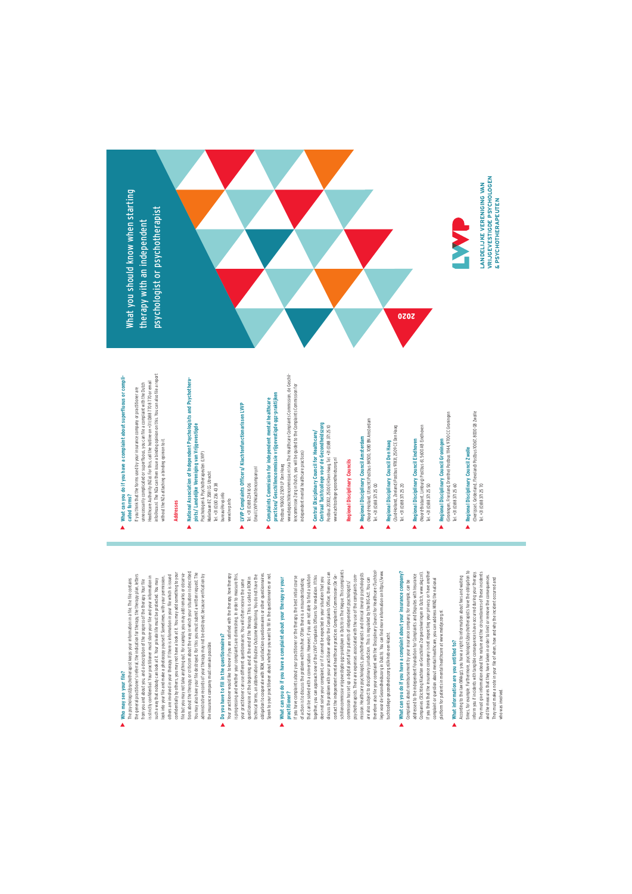# What you should know when starting therapy with an independent psychologist or psychotherapist

2020

LANDELIJKE VERENIGING VAN VRIJGEVESTIGDE PSYCHOLOGEN & PSYCHOTHERAPEUTEN

### Who may see your file?

The psychologist/psychotherapist keeps your information in a file. The file contains the general practitioner's referral, the indication for therapy, the therapy plan, letters from you and about you, and a description of the progress of the therapy. Your file is strictly confidential. Your practitioner must store your file and your information in such a way that nobody can look at it. Your private file must be protected. You may look into your file and make a photocopy yourself. Sometimes, with your permission, others are involved in your therapy. If there is information in your file which is issued confidentially by others, you may not have a look at it. You may add something to your file but you may not take anything out. For example, you may add remarks or observations about the therapy, or criticism about the way in which your situation is described. You may also have your file destroyed. For this you must submit a written request. The administrative records of your therapy may not be destroyed, because verification by the insurance company must remain possible.

### Do you have to fill in the questionnaires?

Your practitioner would like to know if you are satisfied with the therapy, how therapy is progressing and whether your complaints are diminishing. In order to measure this, your practitioner can use different questionnaires. You will often receive the same questionnaire at the beginning and at the end of the therapy. This is called a ROM in technical terms, an abbreviation of Routine Outcome Monitoring. You do not have the obligation to cooperate with ROM, satisfaction questionnaires or other questionnaires. Speak to your practitioner about whether you want to fill in the questionnaire or not.

### What can you do if you have a complaint about your therapy or your practitioner?

If you have complaints about your practitioner or the therapy, the best initial course of action is to discuss the problem with him/her. Often there is a misunderstanding that can be solved with a conversation. However, if you are not able to find a solution together, you can approach one of the LVVP Complaints Officers for mediation. If this does not solve your complaint, or if it cannot be expected in your situation that you discuss the problem with your practitioner and/or the Complaints Officer, then you can contact the independent mental healthcare practices Complaints Commission (de Geschillencommissie vrijgevestigde ggz-praktijken in Dutch) in The Hague. This complaints commission has set up a digital portal for patients of independent psychologists/psychotherapists. There are expenses associated with the use of the complaints commission. Healthcare psychologists, psychotherapists and clinical (neuro) psychologists are also subject to disciplinary jurisdiction. This is regulated by the BIG Act. You can therefore also file your complaint with the Disciplinary Council for Healthcare (Tuchtcollege voor de Gezondheidszorg in Dutch). You can find more information on https://www.tuchtcollege-gezondheidszorg.nl/ik-heb-een-klacht.

### What can you do if you have a complaint about your insurance company?

Complaints about reimbursement by your insurance company, for example, can be addressed to the Independent Foundation for Complaints and Disputes with Insurance Companies (Stichting Klachten en Geschillen Zorgverzekeringen in Dutch, www.skgz.nl). If you think that the insurance company is not respecting your privacy or have another complaint or question about mental healthcare, you can address MIND, the national platform for patients in mental healthcare at www.mindplatform.nl.

### What information are you entitled to?

According to the law (Wkkgz), you have a right to information about fees and waiting times, for example. Furthermore, psychologists/psychotherapists have the obligation to inform you if incidents with tangible consequences have occurred during your therapy. They must give information about the nature and the circumstances of these incidents and the measures that they have taken in order to limit or remove the consequences. They must make a note in your file of when, how and why the incident occurred and who was involved.

### What can you do if you have a complaint about superfluous or complicated forms?

If you think that the forms used by your insurance company or practitioner are unnecessarily complicated or superfluous, you can file a complaint with the Dutch Healthcare Authority (NZa). For this, call the hotline on +31 (0)88 770 8 770 or email info@nza.nl. The NZa can then issue a binding opinion on this. You can also file a report without the NZa attaching a binding opinion to it.

## Addresses

**National Association of Independent Psychologists and Psychotherapists / Landelijke Vereniging van Vrijgevestigde**
Psychologen & Psychotherapeuten (LVVP)
Maliebaan 87, 3581 CG Utrecht
Tel. +31 (0)30 236 43 38
bureau@lvvp.info
www.lvvp.info

**LVVP Complaints Officers / Klachtenfunctionarissen LVVP**
Tel. +31 (0)88 234 16 06
Email LVVP@klachtencompany.nl

**Complaints Commission for independent mental healthcare practices / Geschillencommissie vrijgevestigde ggz-praktijken**
Postbus 90600, 2509 LP Den Haag
www.degeschillencommissie.nl (via The Healthcare Complaints Commission, de Geschillencommissie Zorg in Dutch, you will be guided to the Complaints Commission for independent mental healthcare practices)

**Central Disciplinary Council for Healthcare / Centraal Tuchtcollege voor de Gezondheidszorg**
Postbus 20302, 2500 EH Den Haag, Tel. +31 (0)88 371 25 10
www.tuchtcollege-gezondheidszorg.nl

## Regional Disciplinary Councils

**Regional Disciplinary Council Amsterdam**
(Noord-Holland, Utrecht) Postbus 84500, 1080 BN Amsterdam
Tel. +31 (0)88 371 25 00

**Regional Disciplinary Council Den Haag**
(Zuid-Holland, Zeeland) Postbus 97831, 2509 CE Den Haag
Tel. +31 (0)88 371 25 20

**Regional Disciplinary Council Eindhoven**
(Noord-Brabant, Limburg) Postbus 61, 5600 AB Eindhoven
Tel. +31 (0)88 371 25 50

**Regional Disciplinary Council Groningen**
(Groningen, Friesland, Drenthe) Postbus 11144, 9700 CC Groningen
Tel. +31 (0)88 371 25 60

**Regional Disciplinary Council Zwolle**
(Overijssel, Gelderland, Flevoland) Postbus 10067, 8000 GB Zwolle
Tel. +31 (0)88 371 25 70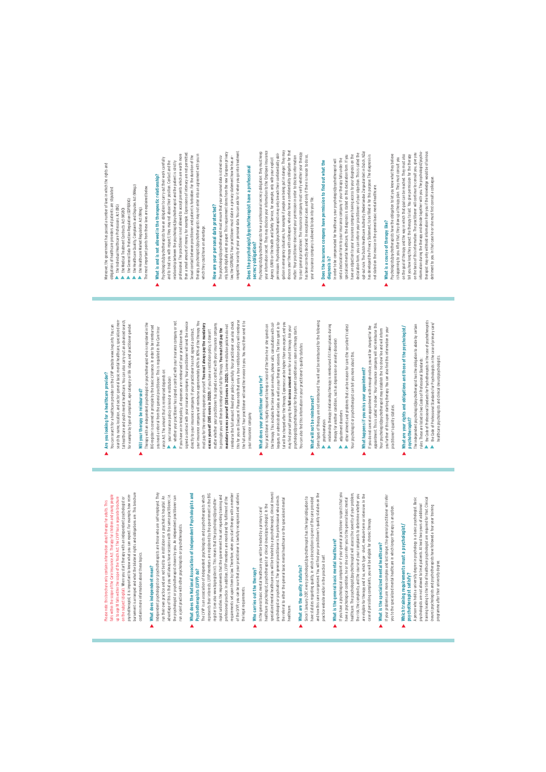Please note: this brochure only contains information about therapy for adults. This falls within the scope of the Care Insurance Act. Therapy for children and young people up to age 18 falls within the scope of the Youth Act. The LVVP has a separate brochure on this subject (rights). When you start therapy with an independent psychologist or psychotherapist, it is important to know what you can expect: for example, how reimbursement is arranged and what the bilateral rights and obligations are. This brochure contains more information about these topics.

## What does independent mean?

Independent psychologists or psychotherapists are those who are self-employed. They run their own practice and are not tied to an institution or a psychiatric hospital. An advantage of this is that you will always have sessions with the same practitioner, i.e. the psychologist or psychotherapist chosen by you. An independent practitioner can run a joint practice with other psychologists or psychotherapists.

## What does the National Association of Independent Psychologists and Psychotherapists (LVVP) do?

The LVVP is an association of independent psychologists and psychotherapists which represents their interests. LVVP members are registered by the government in the BIG register (see also www.bigregister.nl). This means that the psychologist/psychotherapist satisfies the requirements that the government has set regarding training and professional practice. In addition, LVVP members are monitored for fulfilment of the requirements set upon them by law. Therefore, when you start therapy with a member of the LVVP, you can be sure that your practitioner is lawfully recognized and satisfies the legal requirements.

## Who carries out the therapy?

In the general basic mental healthcare you will be treated by a primary care/healthcare psychologist, psychotherapist or clinical (neuro)psychologist. In the specialized mental healthcare you will be treated by a psychotherapist, clinical (neuro)psychologist or psychiatrist. The general practitioner is the professional who directs the referral to either the general basic mental healthcare or the specialized mental healthcare.

## What are the quality statutes?

Since 1 January 2017, every psychologist/psychotherapist has the legal obligation to have statutes regarding quality, in which a description is given of the care provided and how this care is organized. You will find your practitioner's quality statutes on the practice website and/or in the practice itself.

## What is the general basic mental healthcare?

If you have a psychological complaint or if your general practitioner suspects that you have a psychological condition, he or she can refer you to the general basic mental healthcare. The psychologist/psychotherapist will assess the severity of your problem, the risk, the complexity, and the course of your complaints to determine whether you are eligible for therapy and if so, which type – short, medium term or intensive. In the case of persisting complaints, you will be eligible for chronic therapy.

## What is the specialized mental healthcare?

If your problems are more complex and last longer, the general practitioner will refer you to the specialized mental healthcare in which longer therapy is an option.

## Which training requirements must a psychologist/psychotherapist satisfy?

A person who holds a university degree in psychology is a basic psychologist. Basic psychologists are not allowed to treat patients. At least two years of additional training leading to the title of healthcare psychologist are required for that. Clinical (neuro)psychologists and psychotherapists have followed a four-year training programme after their university degree.

## Are you looking for a healthcare provider?

You can search for a healthcare provider on the LVVP website www.lvvp.info. You can search by name, location, and sector: general basic mental healthcare, specialized mental healthcare and youth mental healthcare. You can also carry out an advanced search, for example by type of complaint, age category or the stage and practitioner gender.

## Will your therapy be reimbursed?

Therapy with an independent psychologist or psychotherapist who is registered in the BIG-register is covered in principle by the basic insurance. In order to be reimbursed you need a referral from the general practitioner. This is regulated in the Care Insurance Act. The amount that is reimbursed depends on:

- your insurance policy (in kind or restitution)
- whether your practitioner has signed a contract with your insurance company or not.

If you have an in kind policy, all expenses are reimbursed if your practitioner has signed a contract with your insurance company. Your practitioner will send the invoice directly to your insurance company. If your practitioner has not signed a contract, your insurance company will reimburse approximately 60% to 80% of the therapy. You must pay for the remaining expenses yourself. **You must always pay the mandatory excess yourself (385 euros in 2020).** If you have a restitution policy, it doesn't matter whether the your practitioner has signed a contract with your insurance company. In principle you will then be reimbursed in full for therapy. **You must still pay the mandatory excess yourself (385 euros in 2020).** Some restitution policies do not reimburse the full amount. Read your policy carefully. Your practitioner can also check this for you on Vimpl.nl. Please note that only a true restitution policy will reimburse the full amount. Your practitioner will send the invoice to you. You must then send it to your insurance company.

## What does your practitioner charge for?

Your practitioner is obliged by law to keep a record of the time he or she spends on the therapy. This includes the time spent on emails, phone calls, consultation with colleagues, or administrative tasks as well as your therapy sessions. The time spent in total will be charged after the therapy. Expenses can be higher than you expect, and you may find yourself paying the **full excess amount** even for a short therapy. Ask your psychologist/psychotherapist for payment conditions before the therapy starts. You can also find this information in your practitioner's quality statutes.

## What will not be reimbursed?

Some types of therapy are not reimbursed. You will not be reimbursed for the following:

- psychoanalysis
- relationship therapy (relationship therapy is reimbursed if it takes place during therapy for another condition, such as depression or anxiety disorder)
- adjustment disorders
- other ailments and problems that can be reason for care (the so-called V codes)

Your psychologist or psychotherapist can tell you more about this.

## What happens if you miss your appointment?

If you do not cancel an appointment with enough notice, you will be charged for the appointment. This is called 'no show'. Your insurance company will not reimburse this. Your psychologist/psychotherapist may establish the 'no show' fee and will inform you further of this upon starting therapy. You can also find this information in your practitioner's quality statutes.

## What are your rights and obligations and those of the psychologist/psychotherapist?

The independent psychologist/psychotherapist has the obligation to abide by certain rules. These are listed in two Codes of Professional Standards:

- the Code of Professional Standards for Psychotherapists in the case of psychotherapists
- the Code of Professional Standards for Psychologists in the case of primary care/healthcare psychologists and clinical (neuro)psychologists.

Moreover, the government has passed a number of laws in which the rights and obligations of healthcare providers and patients are stipulated:

- the Individual Healthcare Professions Act (BIG)
- the Medical Treatment Contracts Act (WGBO)
- the General Data Protection Regulation (GDPR/AVG)
- the Healthcare Quality, Complaints and Disputes Act (Wkkgz)
- the Healthcare Market Regulation Act (Wmg).

The most important points from these laws are explained below.

## What is and is not allowed in the therapeutic relationship?

Psychologists/psychotherapists have an obligation to carry out their work carefully and to treat you with respect; they may not abuse their position. Contact and the relationship between the psychologist/psychotherapist and the patient is strictly professional. The practitioner is not allowed to accept presents which are worth more than a small amount of money, for example. Expressions of intimacy are not permitted. Sexual contact between practitioner and patient is forbidden. For the duration of the therapy, psychologists/psychotherapists may not enter into an agreement with you in which they could have an advantage.

## How are your personal data protected?

The psychologist/psychotherapist must ensure that your personal data is stored securely, both digitally and on paper. This requirement stems from the new European privacy law, the GDPR/AVG. Your practitioner must state in a privacy statement how he has arranged the security of your personal data. You can ask for it when you go into treatment.

## Does the psychologist/psychotherapist have a professional secrecy obligation?

Psychologists/psychotherapists have a professional secrecy obligation: they must keep your information confidential. They will only disclose your information to the Employee Insurance Agency (UWV) or the Health and Safety Service, for example, only with your explicit permission. Psychologists/psychotherapists may only breach their confidentiality obligation in emergency situations, for example if people are being put in danger. They may discuss your therapy with colleagues, who also have a confidentiality obligation for that matter. Your practitioner does need your permission in order to disclose information to your general practitioner. The insurance company must verify whether your therapy has been correctly declared. In exceptional cases and only if there is reason to do so, your insurance company is allowed to look into your file.

## Does the insurance company have permission to find out what the diagnosis is?

In order to be compensated for healthcare, your psychologist/psychotherapist will send a declaration form to your insurance company. If your therapy falls under the specialized mental healthcare, the diagnosis is stated on this declaration form. If you have an objection to your insurance company having access to your diagnosis on the declaration form, you can inform your practitioner of your objection. This is called the opt-out rule. The Dutch Healthcare Authority (Nederlandse Zorgautoriteit in Dutch, NZa) has developed the Privacy Statement, to be filled in for this purpose. The diagnosis is not stated on the invoice in the general basic mental healthcare.

## What is a course of therapy like?

Psychologists/psychotherapists have the obligation to let you know what they believe is happening to you. After that, they draw up a therapy plan. They must consult you on the goal of the therapy and the way in which that goal can be reached. They must also tell you how long they expect the therapy to last. You give permission for the therapy on the basis of this information. The practitioner will continue to consult you, give you information during the therapy and decide together with you. The psychologist/psychotherapist may only withhold information from you if the knowledge would be of serious detriment to you. In that case he or she must first consult a colleague.